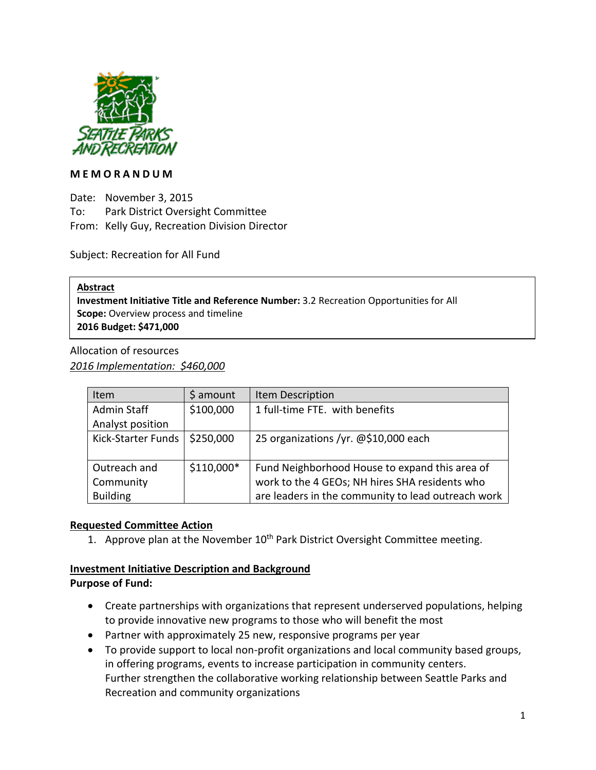**M E M O R A N D U M**

Date: November 3, 2015
To: Park District Oversight Committee
From: Kelly Guy, Recreation Division Director

Subject: Recreation for All Fund

**Abstract**
**Investment Initiative Title and Reference Number:** 3.2 Recreation Opportunities for All
**Scope:** Overview process and timeline
**2016 Budget: $471,000**

Allocation of resources
*2016 Implementation: $460,000*

| Item | $ amount | Item Description |
| --- | --- | --- |
| Admin Staff Analyst position | $100,000 | 1 full-time FTE. with benefits |
| Kick-Starter Funds | $250,000 | 25 organizations /yr. @$10,000 each |
| Outreach and Community Building | $110,000* | Fund Neighborhood House to expand this area of work to the 4 GEOs; NH hires SHA residents who are leaders in the community to lead outreach work |

**Requested Committee Action**

1. Approve plan at the November 10th Park District Oversight Committee meeting.

**Investment Initiative Description and Background**

**Purpose of Fund:**

- Create partnerships with organizations that represent underserved populations, helping to provide innovative new programs to those who will benefit the most
- Partner with approximately 25 new, responsive programs per year
- To provide support to local non-profit organizations and local community based groups, in offering programs, events to increase participation in community centers. Further strengthen the collaborative working relationship between Seattle Parks and Recreation and community organizations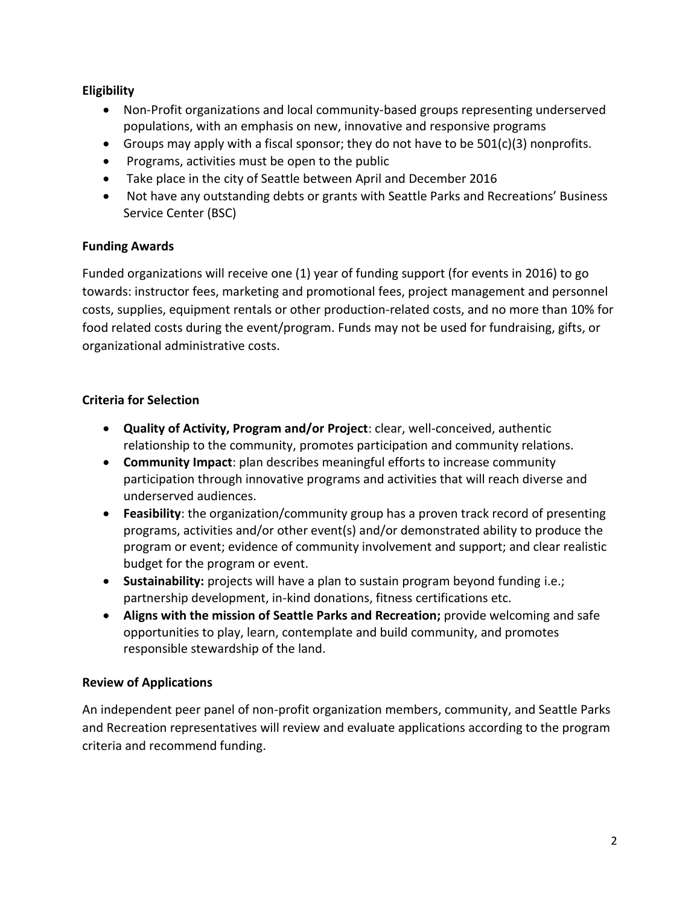**Eligibility**

- Non-Profit organizations and local community-based groups representing underserved populations, with an emphasis on new, innovative and responsive programs
- Groups may apply with a fiscal sponsor; they do not have to be 501(c)(3) nonprofits.
- Programs, activities must be open to the public
- Take place in the city of Seattle between April and December 2016
- Not have any outstanding debts or grants with Seattle Parks and Recreations' Business Service Center (BSC)

**Funding Awards**

Funded organizations will receive one (1) year of funding support (for events in 2016) to go towards: instructor fees, marketing and promotional fees, project management and personnel costs, supplies, equipment rentals or other production-related costs, and no more than 10% for food related costs during the event/program. Funds may not be used for fundraising, gifts, or organizational administrative costs.

**Criteria for Selection**

- **Quality of Activity, Program and/or Project**: clear, well-conceived, authentic relationship to the community, promotes participation and community relations.
- **Community Impact**: plan describes meaningful efforts to increase community participation through innovative programs and activities that will reach diverse and underserved audiences.
- **Feasibility**: the organization/community group has a proven track record of presenting programs, activities and/or other event(s) and/or demonstrated ability to produce the program or event; evidence of community involvement and support; and clear realistic budget for the program or event.
- **Sustainability:** projects will have a plan to sustain program beyond funding i.e.; partnership development, in-kind donations, fitness certifications etc.
- **Aligns with the mission of Seattle Parks and Recreation;** provide welcoming and safe opportunities to play, learn, contemplate and build community, and promotes responsible stewardship of the land.

**Review of Applications**

An independent peer panel of non-profit organization members, community, and Seattle Parks and Recreation representatives will review and evaluate applications according to the program criteria and recommend funding.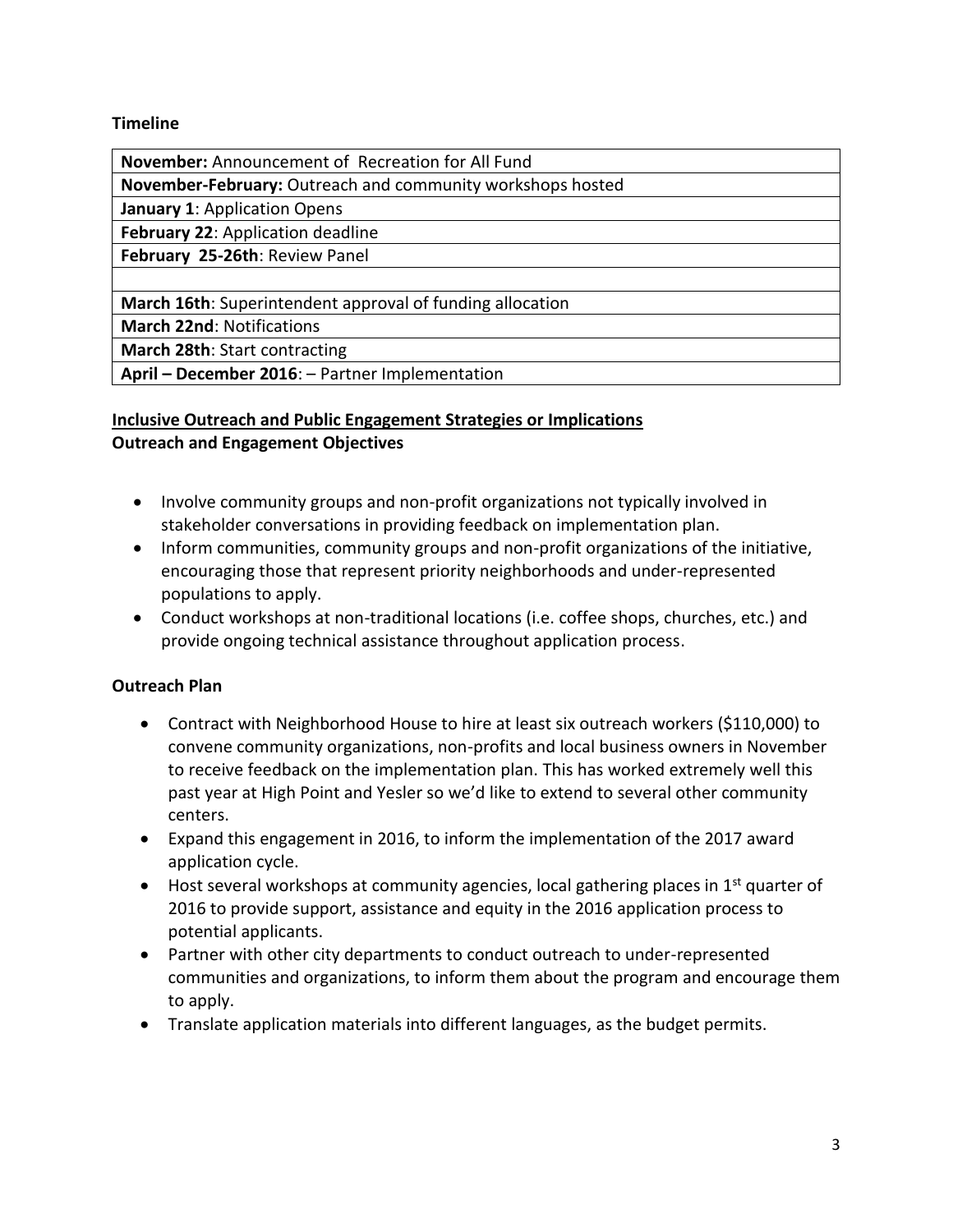**Timeline**

| **November:** Announcement of Recreation for All Fund |
|---|
| **November-February:** Outreach and community workshops hosted |
| **January 1**: Application Opens |
| **February 22**: Application deadline |
| **February 25-26th**: Review Panel |
| |
| **March 16th**: Superintendent approval of funding allocation |
| **March 22nd**: Notifications |
| **March 28th**: Start contracting |
| **April – December 2016**: – Partner Implementation |

## Inclusive Outreach and Public Engagement Strategies or Implications

**Outreach and Engagement Objectives**

- Involve community groups and non-profit organizations not typically involved in stakeholder conversations in providing feedback on implementation plan.
- Inform communities, community groups and non-profit organizations of the initiative, encouraging those that represent priority neighborhoods and under-represented populations to apply.
- Conduct workshops at non-traditional locations (i.e. coffee shops, churches, etc.) and provide ongoing technical assistance throughout application process.

**Outreach Plan**

- Contract with Neighborhood House to hire at least six outreach workers ($110,000) to convene community organizations, non-profits and local business owners in November to receive feedback on the implementation plan. This has worked extremely well this past year at High Point and Yesler so we'd like to extend to several other community centers.
- Expand this engagement in 2016, to inform the implementation of the 2017 award application cycle.
- Host several workshops at community agencies, local gathering places in 1st quarter of 2016 to provide support, assistance and equity in the 2016 application process to potential applicants.
- Partner with other city departments to conduct outreach to under-represented communities and organizations, to inform them about the program and encourage them to apply.
- Translate application materials into different languages, as the budget permits.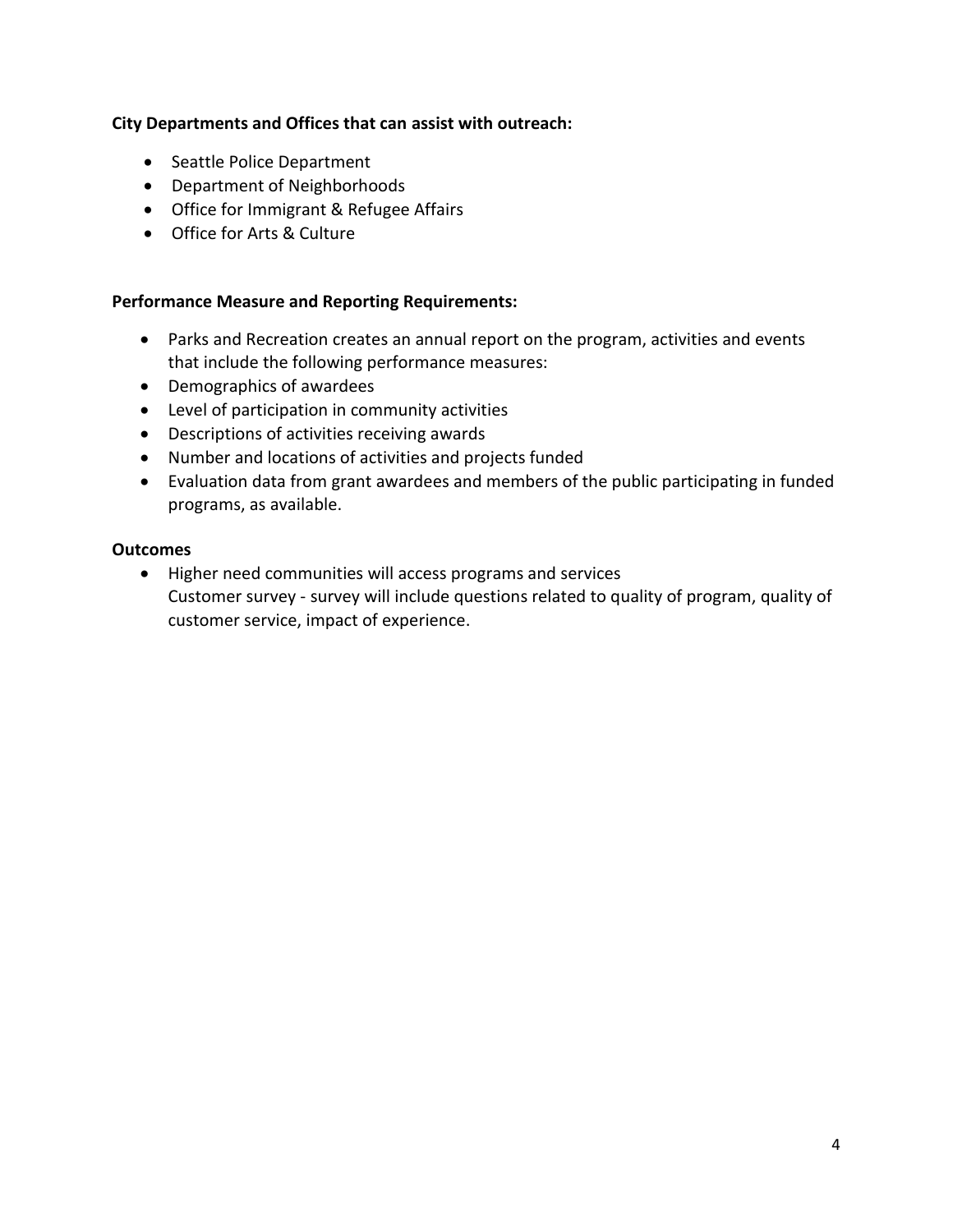**City Departments and Offices that can assist with outreach:**

- Seattle Police Department
- Department of Neighborhoods
- Office for Immigrant & Refugee Affairs
- Office for Arts & Culture

**Performance Measure and Reporting Requirements:**

- Parks and Recreation creates an annual report on the program, activities and events that include the following performance measures:
- Demographics of awardees
- Level of participation in community activities
- Descriptions of activities receiving awards
- Number and locations of activities and projects funded
- Evaluation data from grant awardees and members of the public participating in funded programs, as available.

**Outcomes**

- Higher need communities will access programs and services
  Customer survey - survey will include questions related to quality of program, quality of customer service, impact of experience.